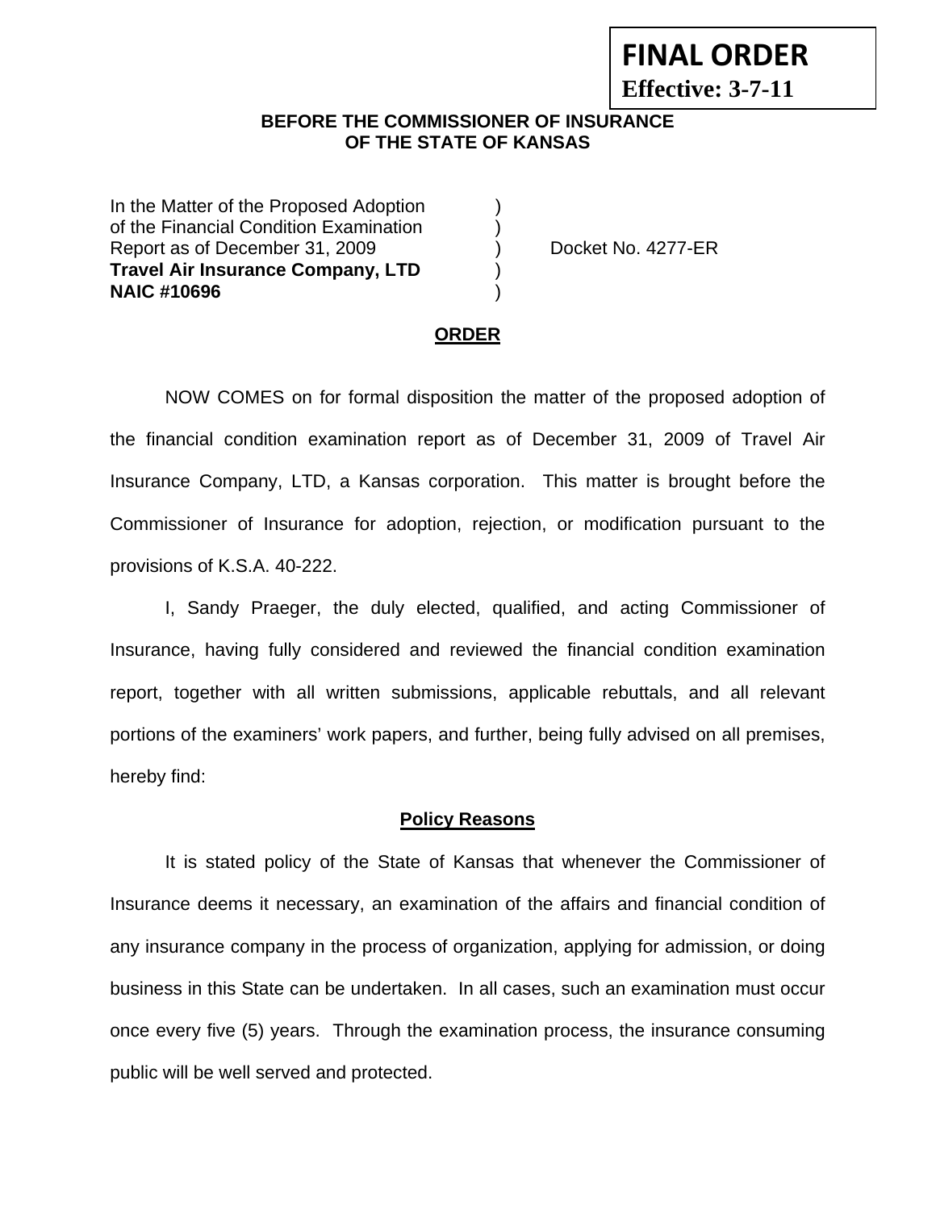**FINAL ORDER**
**Effective: 3-7-11**

**BEFORE THE COMMISSIONER OF INSURANCE**
**OF THE STATE OF KANSAS**

In the Matter of the Proposed Adoption )
of the Financial Condition Examination )
Report as of December 31, 2009 ) Docket No. 4277-ER
**Travel Air Insurance Company, LTD** )
**NAIC #10696** )

## ORDER

NOW COMES on for formal disposition the matter of the proposed adoption of the financial condition examination report as of December 31, 2009 of Travel Air Insurance Company, LTD, a Kansas corporation. This matter is brought before the Commissioner of Insurance for adoption, rejection, or modification pursuant to the provisions of K.S.A. 40-222.

I, Sandy Praeger, the duly elected, qualified, and acting Commissioner of Insurance, having fully considered and reviewed the financial condition examination report, together with all written submissions, applicable rebuttals, and all relevant portions of the examiners' work papers, and further, being fully advised on all premises, hereby find:

### Policy Reasons

It is stated policy of the State of Kansas that whenever the Commissioner of Insurance deems it necessary, an examination of the affairs and financial condition of any insurance company in the process of organization, applying for admission, or doing business in this State can be undertaken. In all cases, such an examination must occur once every five (5) years. Through the examination process, the insurance consuming public will be well served and protected.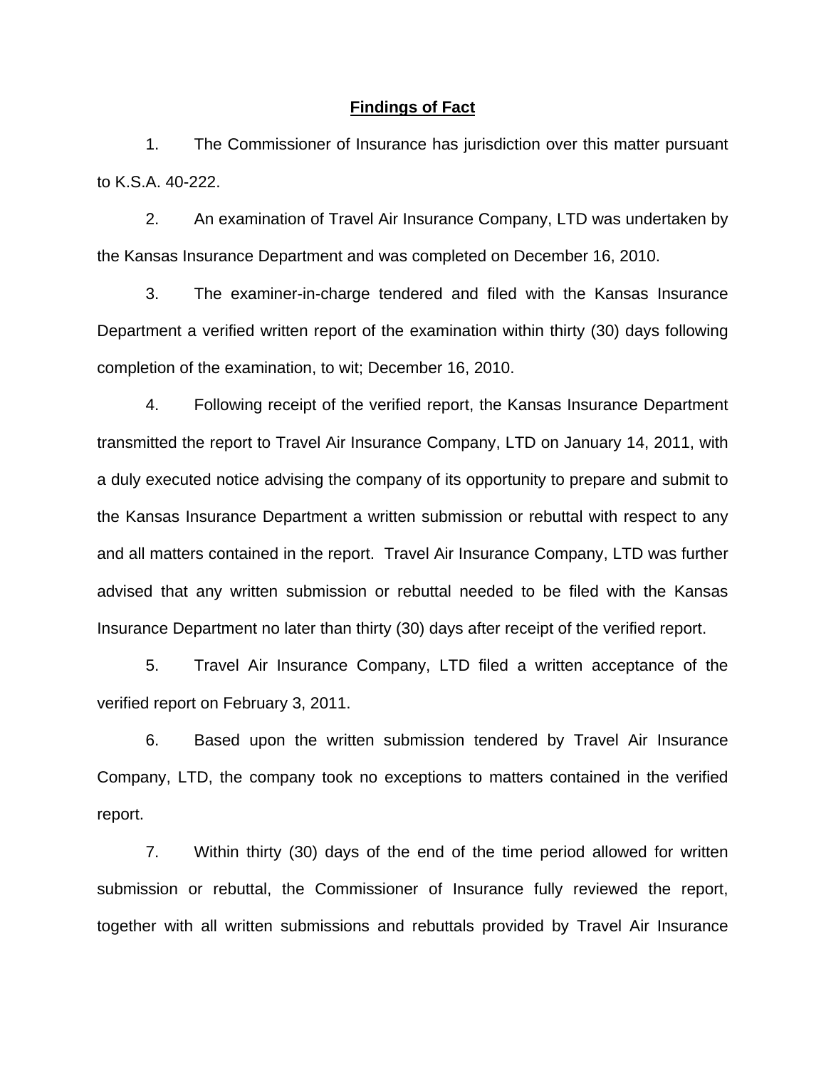## Findings of Fact

1. The Commissioner of Insurance has jurisdiction over this matter pursuant to K.S.A. 40-222.

2. An examination of Travel Air Insurance Company, LTD was undertaken by the Kansas Insurance Department and was completed on December 16, 2010.

3. The examiner-in-charge tendered and filed with the Kansas Insurance Department a verified written report of the examination within thirty (30) days following completion of the examination, to wit; December 16, 2010.

4. Following receipt of the verified report, the Kansas Insurance Department transmitted the report to Travel Air Insurance Company, LTD on January 14, 2011, with a duly executed notice advising the company of its opportunity to prepare and submit to the Kansas Insurance Department a written submission or rebuttal with respect to any and all matters contained in the report. Travel Air Insurance Company, LTD was further advised that any written submission or rebuttal needed to be filed with the Kansas Insurance Department no later than thirty (30) days after receipt of the verified report.

5. Travel Air Insurance Company, LTD filed a written acceptance of the verified report on February 3, 2011.

6. Based upon the written submission tendered by Travel Air Insurance Company, LTD, the company took no exceptions to matters contained in the verified report.

7. Within thirty (30) days of the end of the time period allowed for written submission or rebuttal, the Commissioner of Insurance fully reviewed the report, together with all written submissions and rebuttals provided by Travel Air Insurance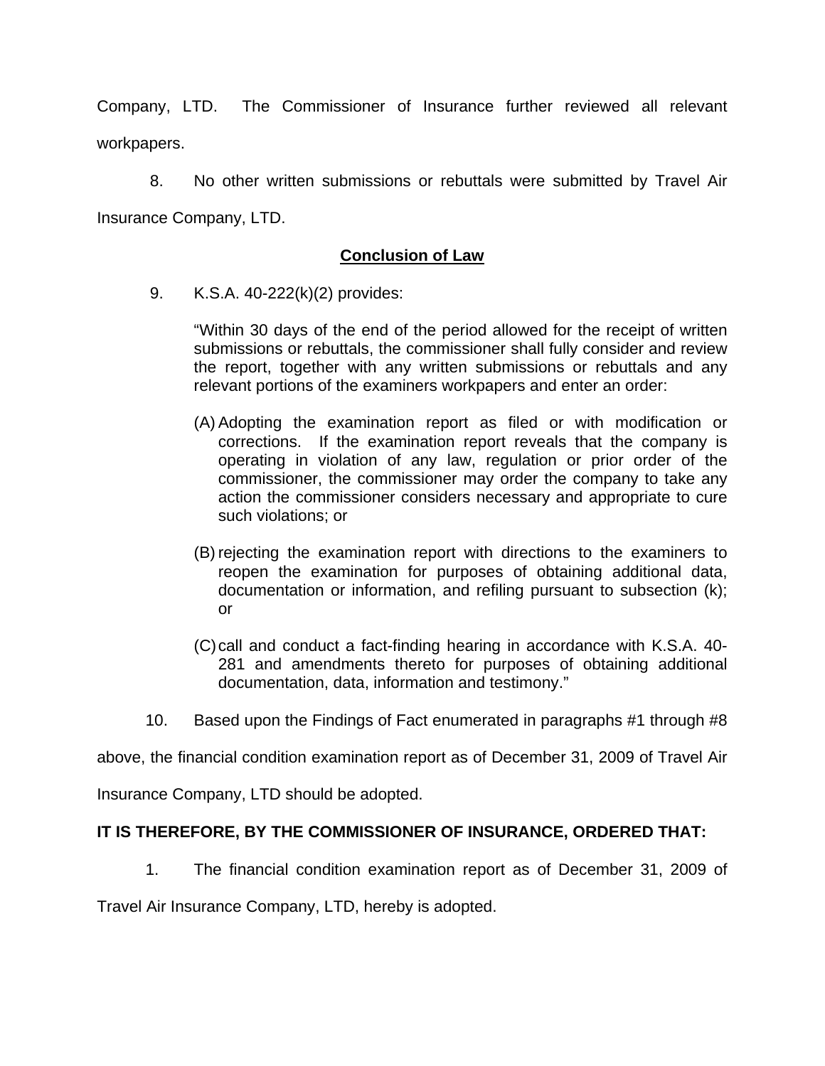Company, LTD. The Commissioner of Insurance further reviewed all relevant workpapers.

8. No other written submissions or rebuttals were submitted by Travel Air Insurance Company, LTD.

## Conclusion of Law

9. K.S.A. 40-222(k)(2) provides:

> "Within 30 days of the end of the period allowed for the receipt of written submissions or rebuttals, the commissioner shall fully consider and review the report, together with any written submissions or rebuttals and any relevant portions of the examiners workpapers and enter an order:
>
> (A) Adopting the examination report as filed or with modification or corrections. If the examination report reveals that the company is operating in violation of any law, regulation or prior order of the commissioner, the commissioner may order the company to take any action the commissioner considers necessary and appropriate to cure such violations; or
>
> (B) rejecting the examination report with directions to the examiners to reopen the examination for purposes of obtaining additional data, documentation or information, and refiling pursuant to subsection (k); or
>
> (C) call and conduct a fact-finding hearing in accordance with K.S.A. 40-281 and amendments thereto for purposes of obtaining additional documentation, data, information and testimony."

10. Based upon the Findings of Fact enumerated in paragraphs #1 through #8 above, the financial condition examination report as of December 31, 2009 of Travel Air Insurance Company, LTD should be adopted.

**IT IS THEREFORE, BY THE COMMISSIONER OF INSURANCE, ORDERED THAT:**

1. The financial condition examination report as of December 31, 2009 of Travel Air Insurance Company, LTD, hereby is adopted.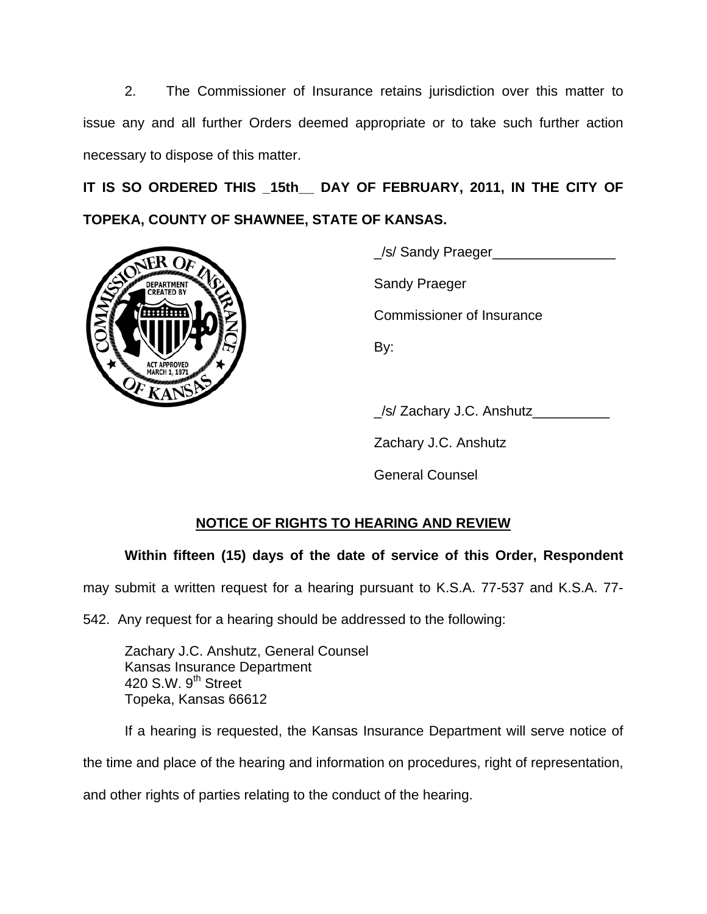2. The Commissioner of Insurance retains jurisdiction over this matter to issue any and all further Orders deemed appropriate or to take such further action necessary to dispose of this matter.

**IT IS SO ORDERED THIS _15th__ DAY OF FEBRUARY, 2011, IN THE CITY OF TOPEKA, COUNTY OF SHAWNEE, STATE OF KANSAS.**

_/s/ Sandy Praeger________________

Sandy Praeger

Commissioner of Insurance

By:

_/s/ Zachary J.C. Anshutz__________

Zachary J.C. Anshutz

General Counsel

## NOTICE OF RIGHTS TO HEARING AND REVIEW

**Within fifteen (15) days of the date of service of this Order, Respondent** may submit a written request for a hearing pursuant to K.S.A. 77-537 and K.S.A. 77-542. Any request for a hearing should be addressed to the following:

Zachary J.C. Anshutz, General Counsel
Kansas Insurance Department
420 S.W. 9th Street
Topeka, Kansas 66612

If a hearing is requested, the Kansas Insurance Department will serve notice of the time and place of the hearing and information on procedures, right of representation, and other rights of parties relating to the conduct of the hearing.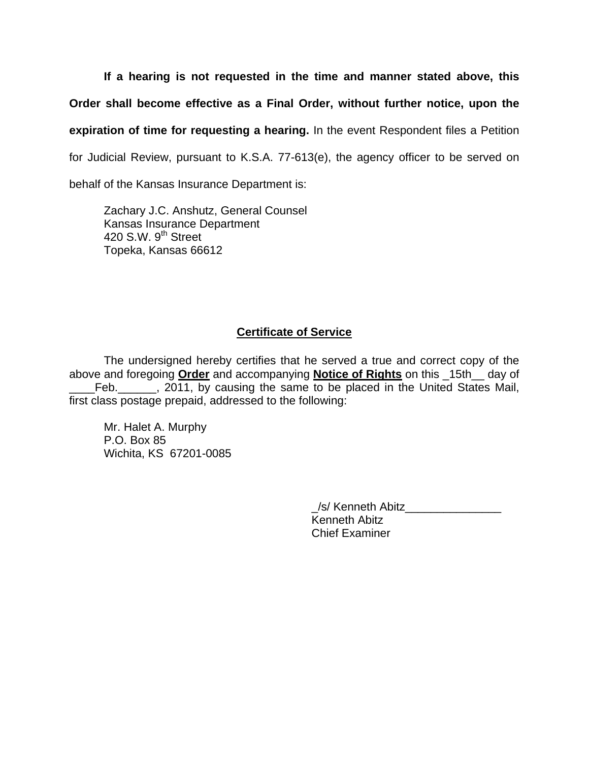**If a hearing is not requested in the time and manner stated above, this Order shall become effective as a Final Order, without further notice, upon the expiration of time for requesting a hearing.** In the event Respondent files a Petition for Judicial Review, pursuant to K.S.A. 77-613(e), the agency officer to be served on behalf of the Kansas Insurance Department is:

Zachary J.C. Anshutz, General Counsel
Kansas Insurance Department
420 S.W. 9th Street
Topeka, Kansas 66612

**Certificate of Service**

The undersigned hereby certifies that he served a true and correct copy of the above and foregoing **Order** and accompanying **Notice of Rights** on this _15th__ day of ____Feb.______, 2011, by causing the same to be placed in the United States Mail, first class postage prepaid, addressed to the following:

Mr. Halet A. Murphy
P.O. Box 85
Wichita, KS 67201-0085

_/s/ Kenneth Abitz_______________
Kenneth Abitz
Chief Examiner